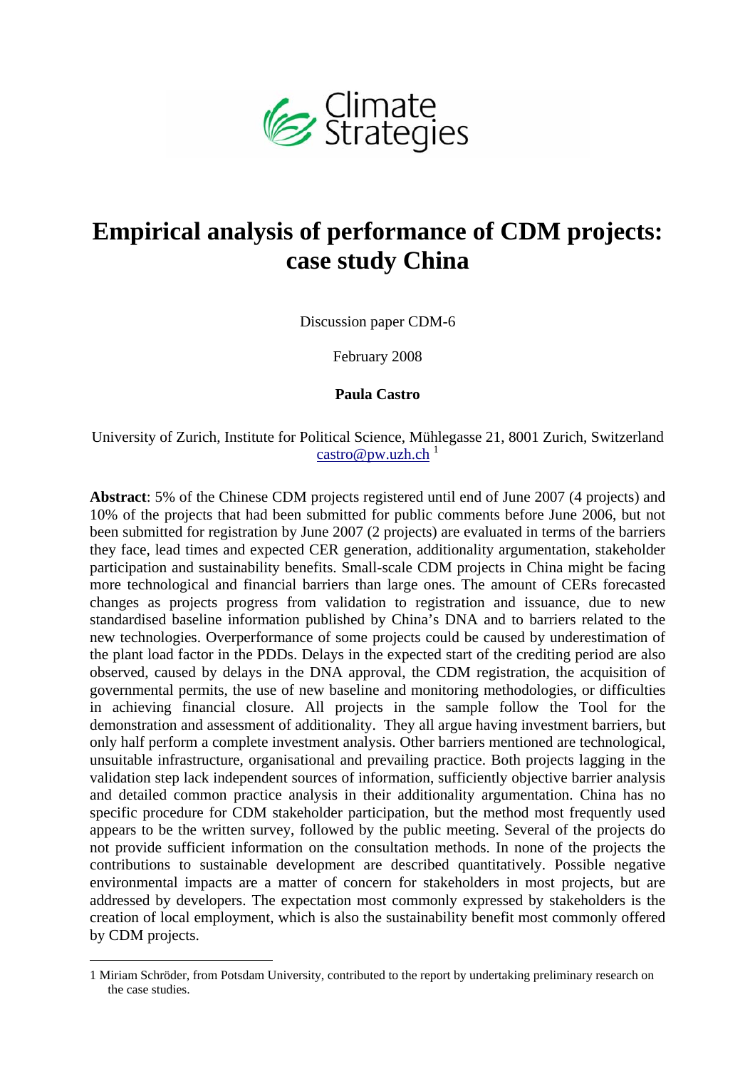Climate Strategies

# Empirical analysis of performance of CDM projects: case study China

Discussion paper CDM-6

February 2008

**Paula Castro**

University of Zurich, Institute for Political Science, Mühlegasse 21, 8001 Zurich, Switzerland
castro@pw.uzh.ch [1]

**Abstract**: 5% of the Chinese CDM projects registered until end of June 2007 (4 projects) and 10% of the projects that had been submitted for public comments before June 2006, but not been submitted for registration by June 2007 (2 projects) are evaluated in terms of the barriers they face, lead times and expected CER generation, additionality argumentation, stakeholder participation and sustainability benefits. Small-scale CDM projects in China might be facing more technological and financial barriers than large ones. The amount of CERs forecasted changes as projects progress from validation to registration and issuance, due to new standardised baseline information published by China's DNA and to barriers related to the new technologies. Overperformance of some projects could be caused by underestimation of the plant load factor in the PDDs. Delays in the expected start of the crediting period are also observed, caused by delays in the DNA approval, the CDM registration, the acquisition of governmental permits, the use of new baseline and monitoring methodologies, or difficulties in achieving financial closure. All projects in the sample follow the Tool for the demonstration and assessment of additionality. They all argue having investment barriers, but only half perform a complete investment analysis. Other barriers mentioned are technological, unsuitable infrastructure, organisational and prevailing practice. Both projects lagging in the validation step lack independent sources of information, sufficiently objective barrier analysis and detailed common practice analysis in their additionality argumentation. China has no specific procedure for CDM stakeholder participation, but the method most frequently used appears to be the written survey, followed by the public meeting. Several of the projects do not provide sufficient information on the consultation methods. In none of the projects the contributions to sustainable development are described quantitatively. Possible negative environmental impacts are a matter of concern for stakeholders in most projects, but are addressed by developers. The expectation most commonly expressed by stakeholders is the creation of local employment, which is also the sustainability benefit most commonly offered by CDM projects.

---

1 Miriam Schröder, from Potsdam University, contributed to the report by undertaking preliminary research on the case studies.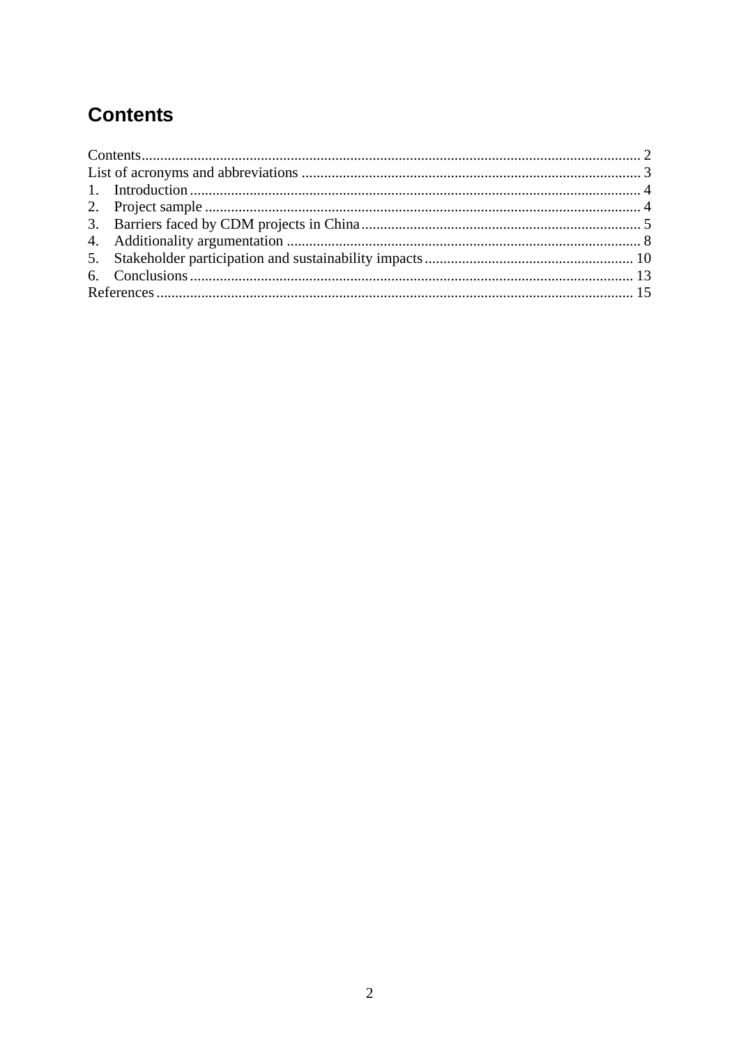# Contents

Contents .................................................................................................................................. 2
List of acronyms and abbreviations ......................................................................................... 3
1. Introduction ........................................................................................................................ 4
2. Project sample .................................................................................................................... 4
3. Barriers faced by CDM projects in China ........................................................................... 5
4. Additionality argumentation ............................................................................................... 8
5. Stakeholder participation and sustainability impacts ........................................................ 10
6. Conclusions ....................................................................................................................... 13
References ............................................................................................................................... 15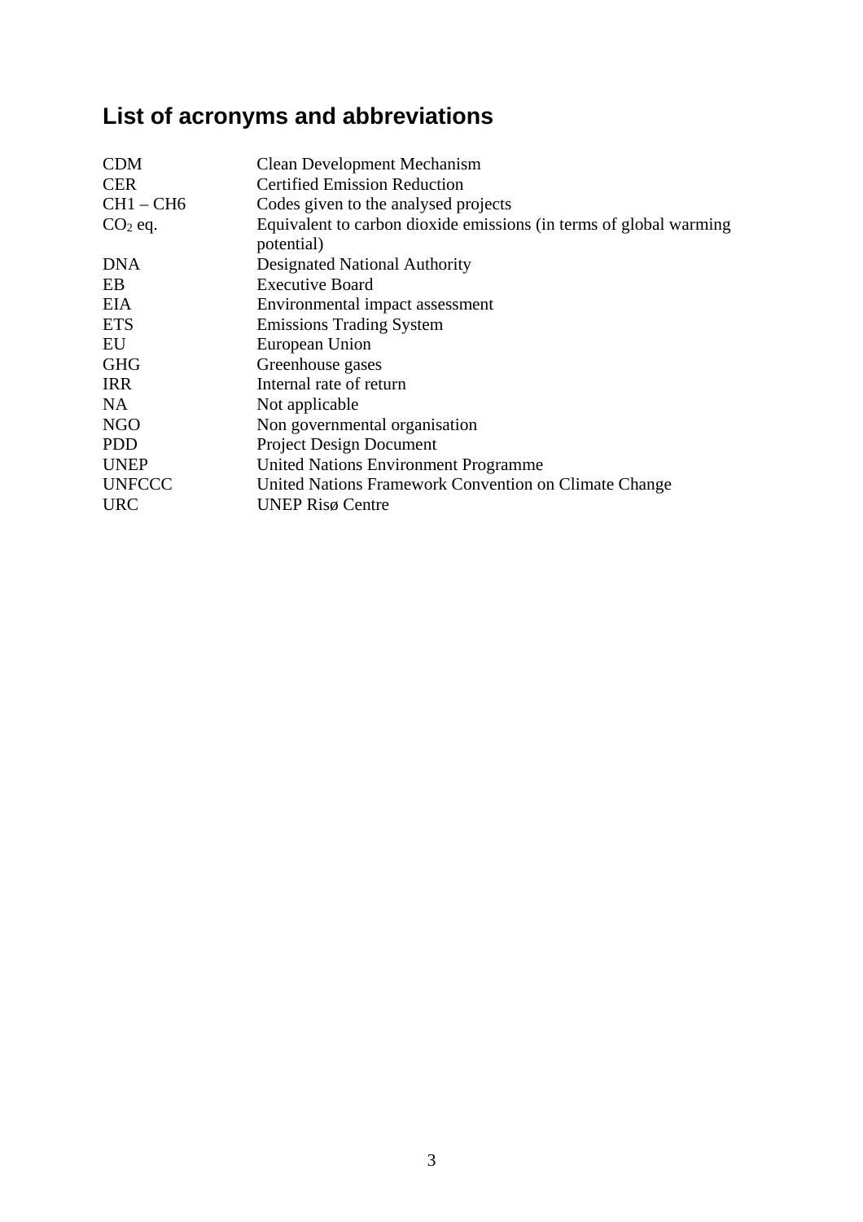# List of acronyms and abbreviations

| | |
|---|---|
| CDM | Clean Development Mechanism |
| CER | Certified Emission Reduction |
| CH1 – CH6 | Codes given to the analysed projects |
| $CO_2$ eq. | Equivalent to carbon dioxide emissions (in terms of global warming potential) |
| DNA | Designated National Authority |
| EB | Executive Board |
| EIA | Environmental impact assessment |
| ETS | Emissions Trading System |
| EU | European Union |
| GHG | Greenhouse gases |
| IRR | Internal rate of return |
| NA | Not applicable |
| NGO | Non governmental organisation |
| PDD | Project Design Document |
| UNEP | United Nations Environment Programme |
| UNFCCC | United Nations Framework Convention on Climate Change |
| URC | UNEP Risø Centre |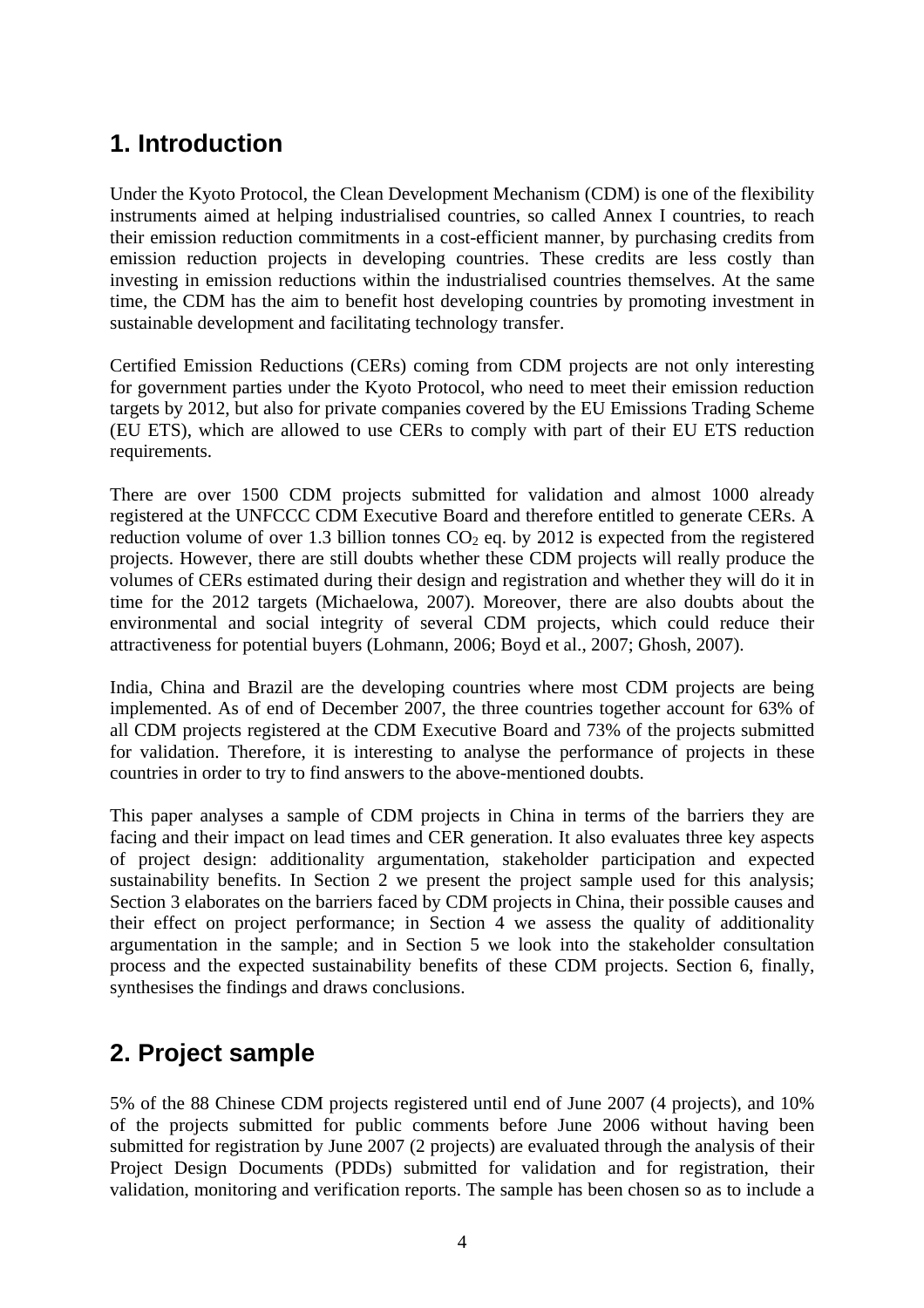## 1. Introduction

Under the Kyoto Protocol, the Clean Development Mechanism (CDM) is one of the flexibility instruments aimed at helping industrialised countries, so called Annex I countries, to reach their emission reduction commitments in a cost-efficient manner, by purchasing credits from emission reduction projects in developing countries. These credits are less costly than investing in emission reductions within the industrialised countries themselves. At the same time, the CDM has the aim to benefit host developing countries by promoting investment in sustainable development and facilitating technology transfer.

Certified Emission Reductions (CERs) coming from CDM projects are not only interesting for government parties under the Kyoto Protocol, who need to meet their emission reduction targets by 2012, but also for private companies covered by the EU Emissions Trading Scheme (EU ETS), which are allowed to use CERs to comply with part of their EU ETS reduction requirements.

There are over 1500 CDM projects submitted for validation and almost 1000 already registered at the UNFCCC CDM Executive Board and therefore entitled to generate CERs. A reduction volume of over 1.3 billion tonnes $CO_2$ eq. by 2012 is expected from the registered projects. However, there are still doubts whether these CDM projects will really produce the volumes of CERs estimated during their design and registration and whether they will do it in time for the 2012 targets (Michaelowa, 2007). Moreover, there are also doubts about the environmental and social integrity of several CDM projects, which could reduce their attractiveness for potential buyers (Lohmann, 2006; Boyd et al., 2007; Ghosh, 2007).

India, China and Brazil are the developing countries where most CDM projects are being implemented. As of end of December 2007, the three countries together account for 63% of all CDM projects registered at the CDM Executive Board and 73% of the projects submitted for validation. Therefore, it is interesting to analyse the performance of projects in these countries in order to try to find answers to the above-mentioned doubts.

This paper analyses a sample of CDM projects in China in terms of the barriers they are facing and their impact on lead times and CER generation. It also evaluates three key aspects of project design: additionality argumentation, stakeholder participation and expected sustainability benefits. In Section 2 we present the project sample used for this analysis; Section 3 elaborates on the barriers faced by CDM projects in China, their possible causes and their effect on project performance; in Section 4 we assess the quality of additionality argumentation in the sample; and in Section 5 we look into the stakeholder consultation process and the expected sustainability benefits of these CDM projects. Section 6, finally, synthesises the findings and draws conclusions.

## 2. Project sample

5% of the 88 Chinese CDM projects registered until end of June 2007 (4 projects), and 10% of the projects submitted for public comments before June 2006 without having been submitted for registration by June 2007 (2 projects) are evaluated through the analysis of their Project Design Documents (PDDs) submitted for validation and for registration, their validation, monitoring and verification reports. The sample has been chosen so as to include a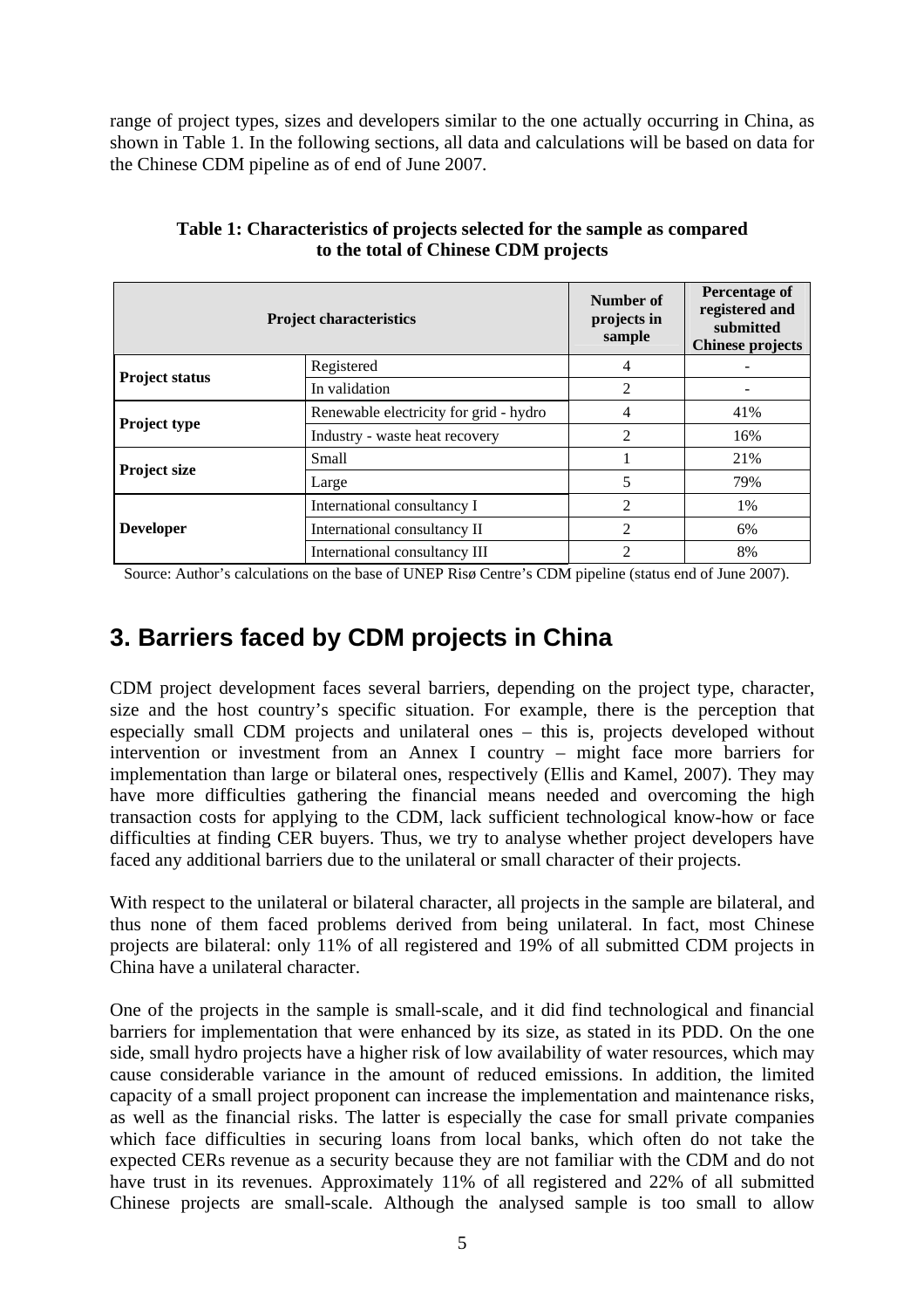range of project types, sizes and developers similar to the one actually occurring in China, as shown in Table 1. In the following sections, all data and calculations will be based on data for the Chinese CDM pipeline as of end of June 2007.

**Table 1: Characteristics of projects selected for the sample as compared to the total of Chinese CDM projects**

| Project characteristics | | Number of projects in sample | Percentage of registered and submitted Chinese projects |
|---|---|---|---|
| **Project status** | Registered | 4 | - |
| | In validation | 2 | - |
| **Project type** | Renewable electricity for grid - hydro | 4 | 41% |
| | Industry - waste heat recovery | 2 | 16% |
| **Project size** | Small | 1 | 21% |
| | Large | 5 | 79% |
| **Developer** | International consultancy I | 2 | 1% |
| | International consultancy II | 2 | 6% |
| | International consultancy III | 2 | 8% |

Source: Author's calculations on the base of UNEP Risø Centre's CDM pipeline (status end of June 2007).

# 3. Barriers faced by CDM projects in China

CDM project development faces several barriers, depending on the project type, character, size and the host country's specific situation. For example, there is the perception that especially small CDM projects and unilateral ones – this is, projects developed without intervention or investment from an Annex I country – might face more barriers for implementation than large or bilateral ones, respectively (Ellis and Kamel, 2007). They may have more difficulties gathering the financial means needed and overcoming the high transaction costs for applying to the CDM, lack sufficient technological know-how or face difficulties at finding CER buyers. Thus, we try to analyse whether project developers have faced any additional barriers due to the unilateral or small character of their projects.

With respect to the unilateral or bilateral character, all projects in the sample are bilateral, and thus none of them faced problems derived from being unilateral. In fact, most Chinese projects are bilateral: only 11% of all registered and 19% of all submitted CDM projects in China have a unilateral character.

One of the projects in the sample is small-scale, and it did find technological and financial barriers for implementation that were enhanced by its size, as stated in its PDD. On the one side, small hydro projects have a higher risk of low availability of water resources, which may cause considerable variance in the amount of reduced emissions. In addition, the limited capacity of a small project proponent can increase the implementation and maintenance risks, as well as the financial risks. The latter is especially the case for small private companies which face difficulties in securing loans from local banks, which often do not take the expected CERs revenue as a security because they are not familiar with the CDM and do not have trust in its revenues. Approximately 11% of all registered and 22% of all submitted Chinese projects are small-scale. Although the analysed sample is too small to allow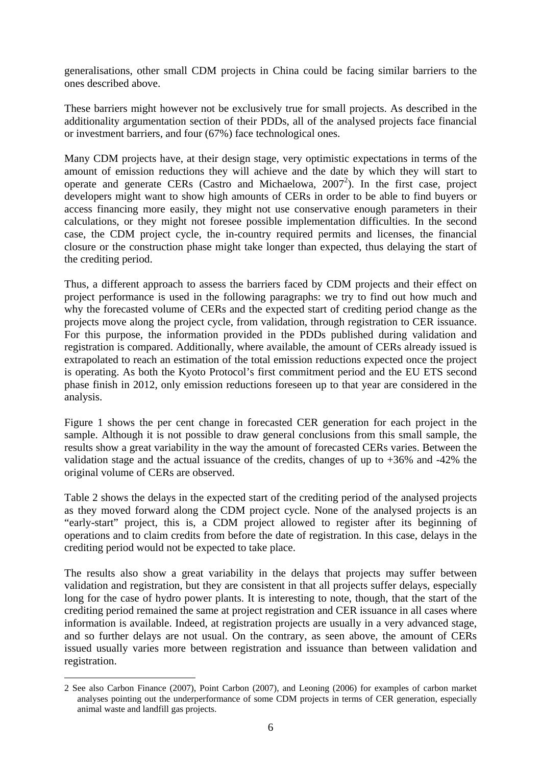generalisations, other small CDM projects in China could be facing similar barriers to the ones described above.

These barriers might however not be exclusively true for small projects. As described in the additionality argumentation section of their PDDs, all of the analysed projects face financial or investment barriers, and four (67%) face technological ones.

Many CDM projects have, at their design stage, very optimistic expectations in terms of the amount of emission reductions they will achieve and the date by which they will start to operate and generate CERs (Castro and Michaelowa, 2007[2]). In the first case, project developers might want to show high amounts of CERs in order to be able to find buyers or access financing more easily, they might not use conservative enough parameters in their calculations, or they might not foresee possible implementation difficulties. In the second case, the CDM project cycle, the in-country required permits and licenses, the financial closure or the construction phase might take longer than expected, thus delaying the start of the crediting period.

Thus, a different approach to assess the barriers faced by CDM projects and their effect on project performance is used in the following paragraphs: we try to find out how much and why the forecasted volume of CERs and the expected start of crediting period change as the projects move along the project cycle, from validation, through registration to CER issuance. For this purpose, the information provided in the PDDs published during validation and registration is compared. Additionally, where available, the amount of CERs already issued is extrapolated to reach an estimation of the total emission reductions expected once the project is operating. As both the Kyoto Protocol's first commitment period and the EU ETS second phase finish in 2012, only emission reductions foreseen up to that year are considered in the analysis.

Figure 1 shows the per cent change in forecasted CER generation for each project in the sample. Although it is not possible to draw general conclusions from this small sample, the results show a great variability in the way the amount of forecasted CERs varies. Between the validation stage and the actual issuance of the credits, changes of up to +36% and -42% the original volume of CERs are observed.

Table 2 shows the delays in the expected start of the crediting period of the analysed projects as they moved forward along the CDM project cycle. None of the analysed projects is an "early-start" project, this is, a CDM project allowed to register after its beginning of operations and to claim credits from before the date of registration. In this case, delays in the crediting period would not be expected to take place.

The results also show a great variability in the delays that projects may suffer between validation and registration, but they are consistent in that all projects suffer delays, especially long for the case of hydro power plants. It is interesting to note, though, that the start of the crediting period remained the same at project registration and CER issuance in all cases where information is available. Indeed, at registration projects are usually in a very advanced stage, and so further delays are not usual. On the contrary, as seen above, the amount of CERs issued usually varies more between registration and issuance than between validation and registration.

---

2 See also Carbon Finance (2007), Point Carbon (2007), and Leoning (2006) for examples of carbon market analyses pointing out the underperformance of some CDM projects in terms of CER generation, especially animal waste and landfill gas projects.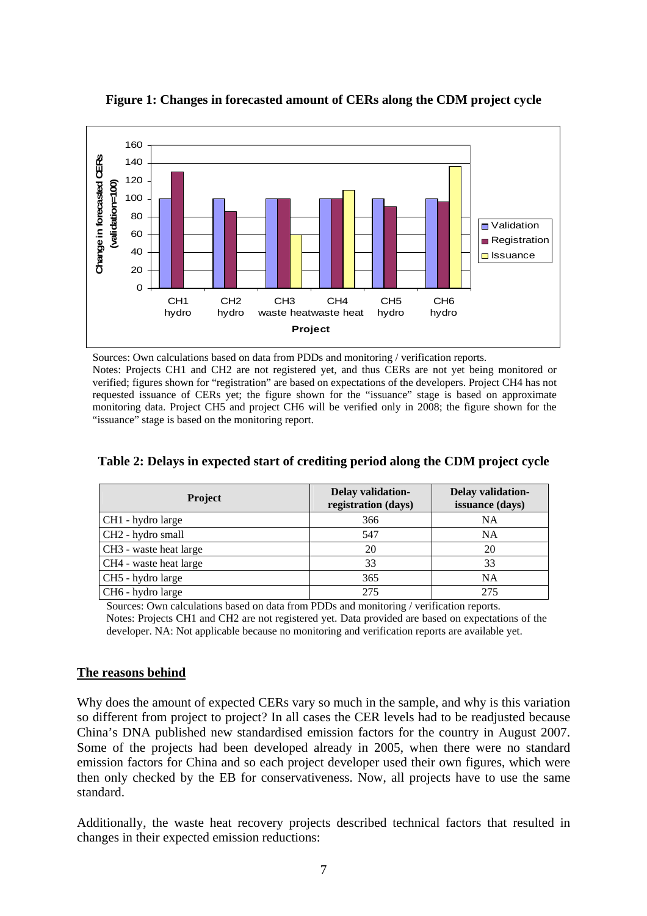**Figure 1: Changes in forecasted amount of CERs along the CDM project cycle**

Sources: Own calculations based on data from PDDs and monitoring / verification reports.
Notes: Projects CH1 and CH2 are not registered yet, and thus CERs are not yet being monitored or verified; figures shown for "registration" are based on expectations of the developers. Project CH4 has not requested issuance of CERs yet; the figure shown for the "issuance" stage is based on approximate monitoring data. Project CH5 and project CH6 will be verified only in 2008; the figure shown for the "issuance" stage is based on the monitoring report.

**Table 2: Delays in expected start of crediting period along the CDM project cycle**

| Project | Delay validation-registration (days) | Delay validation-issuance (days) |
|---|---|---|
| CH1 - hydro large | 366 | NA |
| CH2 - hydro small | 547 | NA |
| CH3 - waste heat large | 20 | 20 |
| CH4 - waste heat large | 33 | 33 |
| CH5 - hydro large | 365 | NA |
| CH6 - hydro large | 275 | 275 |

Sources: Own calculations based on data from PDDs and monitoring / verification reports.
Notes: Projects CH1 and CH2 are not registered yet. Data provided are based on expectations of the developer. NA: Not applicable because no monitoring and verification reports are available yet.

## The reasons behind

Why does the amount of expected CERs vary so much in the sample, and why is this variation so different from project to project? In all cases the CER levels had to be readjusted because China's DNA published new standardised emission factors for the country in August 2007. Some of the projects had been developed already in 2005, when there were no standard emission factors for China and so each project developer used their own figures, which were then only checked by the EB for conservativeness. Now, all projects have to use the same standard.

Additionally, the waste heat recovery projects described technical factors that resulted in changes in their expected emission reductions: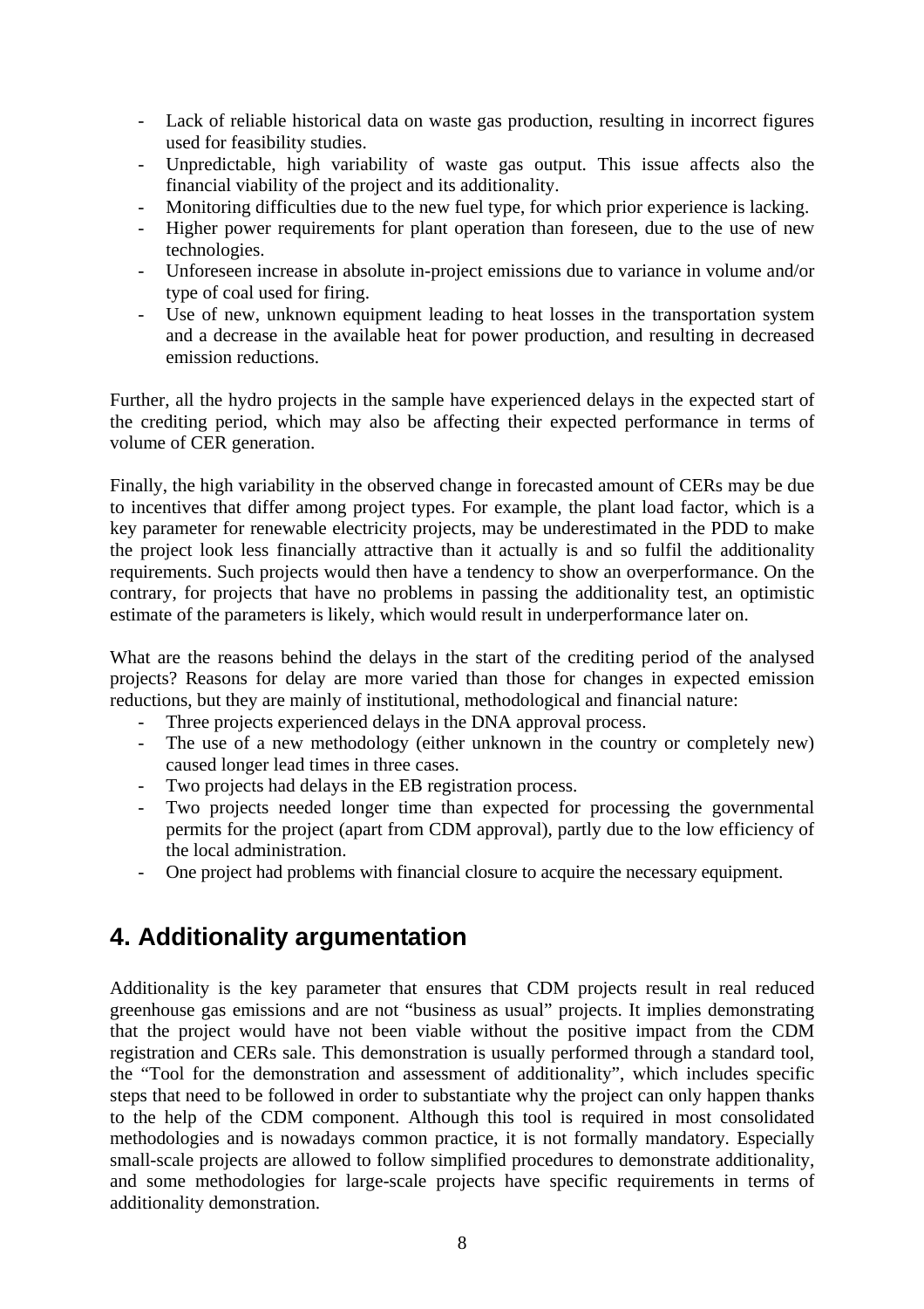- Lack of reliable historical data on waste gas production, resulting in incorrect figures used for feasibility studies.
- Unpredictable, high variability of waste gas output. This issue affects also the financial viability of the project and its additionality.
- Monitoring difficulties due to the new fuel type, for which prior experience is lacking.
- Higher power requirements for plant operation than foreseen, due to the use of new technologies.
- Unforeseen increase in absolute in-project emissions due to variance in volume and/or type of coal used for firing.
- Use of new, unknown equipment leading to heat losses in the transportation system and a decrease in the available heat for power production, and resulting in decreased emission reductions.

Further, all the hydro projects in the sample have experienced delays in the expected start of the crediting period, which may also be affecting their expected performance in terms of volume of CER generation.

Finally, the high variability in the observed change in forecasted amount of CERs may be due to incentives that differ among project types. For example, the plant load factor, which is a key parameter for renewable electricity projects, may be underestimated in the PDD to make the project look less financially attractive than it actually is and so fulfil the additionality requirements. Such projects would then have a tendency to show an overperformance. On the contrary, for projects that have no problems in passing the additionality test, an optimistic estimate of the parameters is likely, which would result in underperformance later on.

What are the reasons behind the delays in the start of the crediting period of the analysed projects? Reasons for delay are more varied than those for changes in expected emission reductions, but they are mainly of institutional, methodological and financial nature:

- Three projects experienced delays in the DNA approval process.
- The use of a new methodology (either unknown in the country or completely new) caused longer lead times in three cases.
- Two projects had delays in the EB registration process.
- Two projects needed longer time than expected for processing the governmental permits for the project (apart from CDM approval), partly due to the low efficiency of the local administration.
- One project had problems with financial closure to acquire the necessary equipment.

## 4. Additionality argumentation

Additionality is the key parameter that ensures that CDM projects result in real reduced greenhouse gas emissions and are not "business as usual" projects. It implies demonstrating that the project would have not been viable without the positive impact from the CDM registration and CERs sale. This demonstration is usually performed through a standard tool, the "Tool for the demonstration and assessment of additionality", which includes specific steps that need to be followed in order to substantiate why the project can only happen thanks to the help of the CDM component. Although this tool is required in most consolidated methodologies and is nowadays common practice, it is not formally mandatory. Especially small-scale projects are allowed to follow simplified procedures to demonstrate additionality, and some methodologies for large-scale projects have specific requirements in terms of additionality demonstration.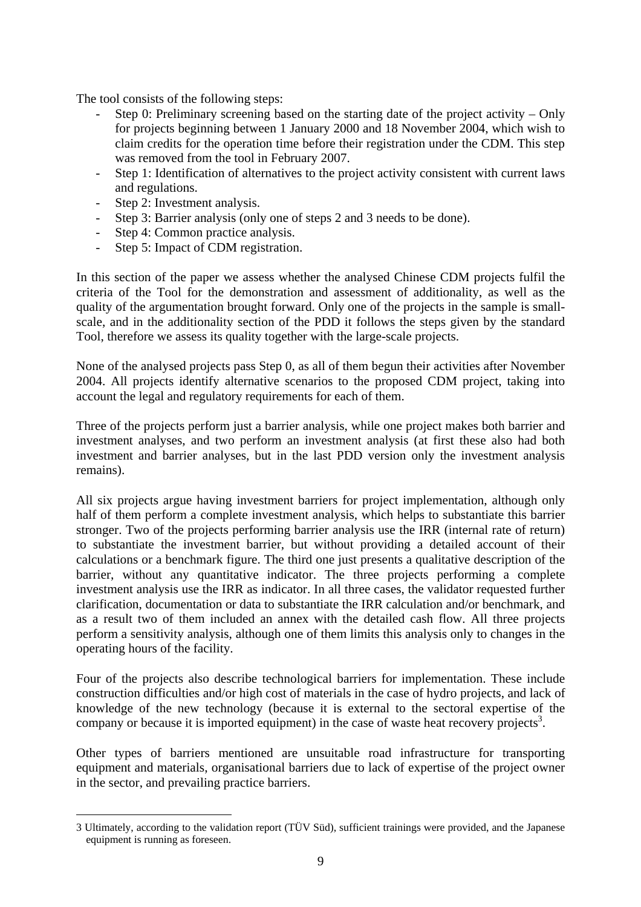The tool consists of the following steps:

- Step 0: Preliminary screening based on the starting date of the project activity – Only for projects beginning between 1 January 2000 and 18 November 2004, which wish to claim credits for the operation time before their registration under the CDM. This step was removed from the tool in February 2007.
- Step 1: Identification of alternatives to the project activity consistent with current laws and regulations.
- Step 2: Investment analysis.
- Step 3: Barrier analysis (only one of steps 2 and 3 needs to be done).
- Step 4: Common practice analysis.
- Step 5: Impact of CDM registration.

In this section of the paper we assess whether the analysed Chinese CDM projects fulfil the criteria of the Tool for the demonstration and assessment of additionality, as well as the quality of the argumentation brought forward. Only one of the projects in the sample is small-scale, and in the additionality section of the PDD it follows the steps given by the standard Tool, therefore we assess its quality together with the large-scale projects.

None of the analysed projects pass Step 0, as all of them begun their activities after November 2004. All projects identify alternative scenarios to the proposed CDM project, taking into account the legal and regulatory requirements for each of them.

Three of the projects perform just a barrier analysis, while one project makes both barrier and investment analyses, and two perform an investment analysis (at first these also had both investment and barrier analyses, but in the last PDD version only the investment analysis remains).

All six projects argue having investment barriers for project implementation, although only half of them perform a complete investment analysis, which helps to substantiate this barrier stronger. Two of the projects performing barrier analysis use the IRR (internal rate of return) to substantiate the investment barrier, but without providing a detailed account of their calculations or a benchmark figure. The third one just presents a qualitative description of the barrier, without any quantitative indicator. The three projects performing a complete investment analysis use the IRR as indicator. In all three cases, the validator requested further clarification, documentation or data to substantiate the IRR calculation and/or benchmark, and as a result two of them included an annex with the detailed cash flow. All three projects perform a sensitivity analysis, although one of them limits this analysis only to changes in the operating hours of the facility.

Four of the projects also describe technological barriers for implementation. These include construction difficulties and/or high cost of materials in the case of hydro projects, and lack of knowledge of the new technology (because it is external to the sectoral expertise of the company or because it is imported equipment) in the case of waste heat recovery projects[3].

Other types of barriers mentioned are unsuitable road infrastructure for transporting equipment and materials, organisational barriers due to lack of expertise of the project owner in the sector, and prevailing practice barriers.

---

3 Ultimately, according to the validation report (TÜV Süd), sufficient trainings were provided, and the Japanese equipment is running as foreseen.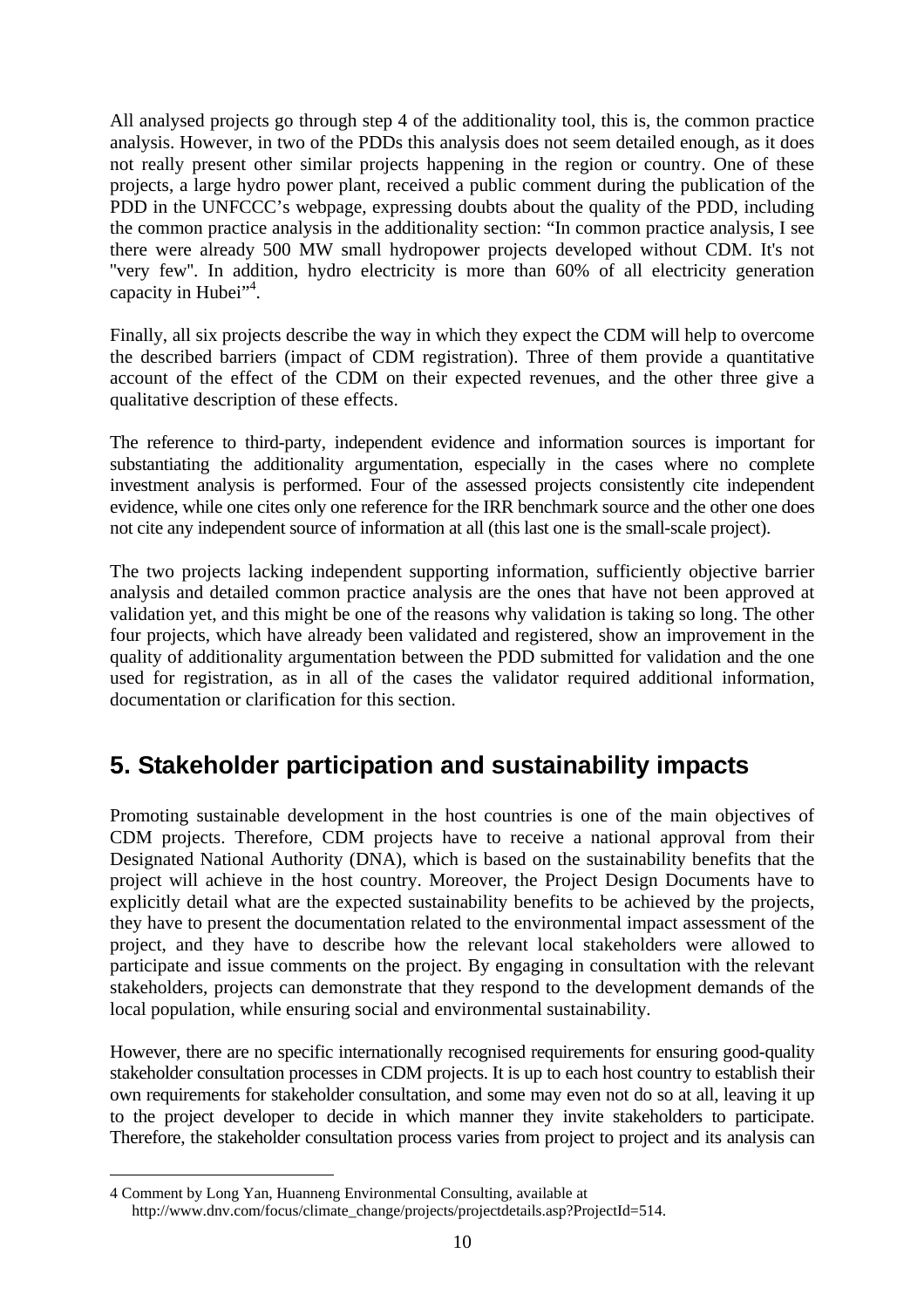All analysed projects go through step 4 of the additionality tool, this is, the common practice analysis. However, in two of the PDDs this analysis does not seem detailed enough, as it does not really present other similar projects happening in the region or country. One of these projects, a large hydro power plant, received a public comment during the publication of the PDD in the UNFCCC's webpage, expressing doubts about the quality of the PDD, including the common practice analysis in the additionality section: "In common practice analysis, I see there were already 500 MW small hydropower projects developed without CDM. It's not "very few". In addition, hydro electricity is more than 60% of all electricity generation capacity in Hubei"[4].

Finally, all six projects describe the way in which they expect the CDM will help to overcome the described barriers (impact of CDM registration). Three of them provide a quantitative account of the effect of the CDM on their expected revenues, and the other three give a qualitative description of these effects.

The reference to third-party, independent evidence and information sources is important for substantiating the additionality argumentation, especially in the cases where no complete investment analysis is performed. Four of the assessed projects consistently cite independent evidence, while one cites only one reference for the IRR benchmark source and the other one does not cite any independent source of information at all (this last one is the small-scale project).

The two projects lacking independent supporting information, sufficiently objective barrier analysis and detailed common practice analysis are the ones that have not been approved at validation yet, and this might be one of the reasons why validation is taking so long. The other four projects, which have already been validated and registered, show an improvement in the quality of additionality argumentation between the PDD submitted for validation and the one used for registration, as in all of the cases the validator required additional information, documentation or clarification for this section.

## 5. Stakeholder participation and sustainability impacts

Promoting sustainable development in the host countries is one of the main objectives of CDM projects. Therefore, CDM projects have to receive a national approval from their Designated National Authority (DNA), which is based on the sustainability benefits that the project will achieve in the host country. Moreover, the Project Design Documents have to explicitly detail what are the expected sustainability benefits to be achieved by the projects, they have to present the documentation related to the environmental impact assessment of the project, and they have to describe how the relevant local stakeholders were allowed to participate and issue comments on the project. By engaging in consultation with the relevant stakeholders, projects can demonstrate that they respond to the development demands of the local population, while ensuring social and environmental sustainability.

However, there are no specific internationally recognised requirements for ensuring good-quality stakeholder consultation processes in CDM projects. It is up to each host country to establish their own requirements for stakeholder consultation, and some may even not do so at all, leaving it up to the project developer to decide in which manner they invite stakeholders to participate. Therefore, the stakeholder consultation process varies from project to project and its analysis can

4 Comment by Long Yan, Huanneng Environmental Consulting, available at http://www.dnv.com/focus/climate_change/projects/projectdetails.asp?ProjectId=514.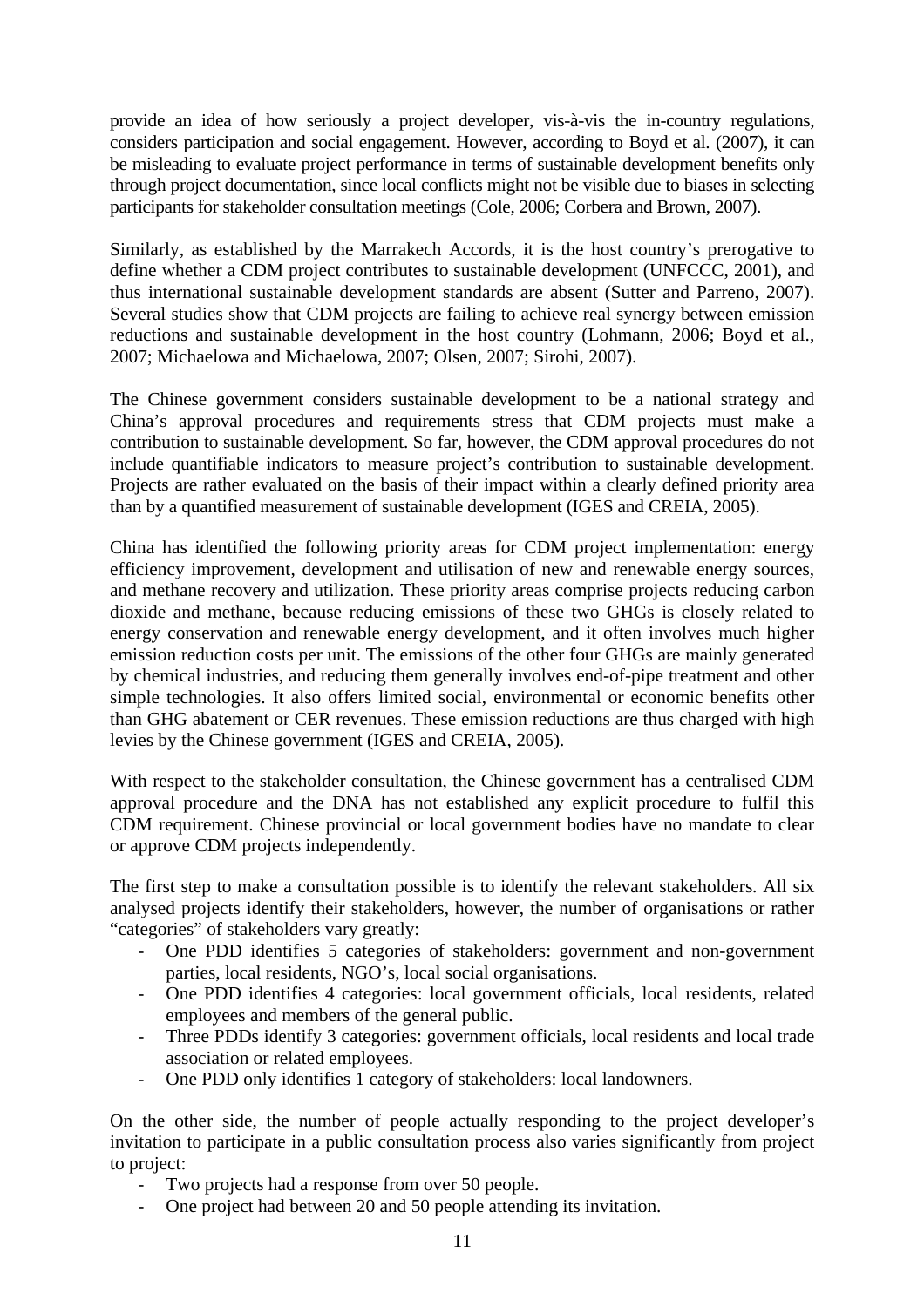provide an idea of how seriously a project developer, vis-à-vis the in-country regulations, considers participation and social engagement. However, according to Boyd et al. (2007), it can be misleading to evaluate project performance in terms of sustainable development benefits only through project documentation, since local conflicts might not be visible due to biases in selecting participants for stakeholder consultation meetings (Cole, 2006; Corbera and Brown, 2007).

Similarly, as established by the Marrakech Accords, it is the host country's prerogative to define whether a CDM project contributes to sustainable development (UNFCCC, 2001), and thus international sustainable development standards are absent (Sutter and Parreno, 2007). Several studies show that CDM projects are failing to achieve real synergy between emission reductions and sustainable development in the host country (Lohmann, 2006; Boyd et al., 2007; Michaelowa and Michaelowa, 2007; Olsen, 2007; Sirohi, 2007).

The Chinese government considers sustainable development to be a national strategy and China's approval procedures and requirements stress that CDM projects must make a contribution to sustainable development. So far, however, the CDM approval procedures do not include quantifiable indicators to measure project's contribution to sustainable development. Projects are rather evaluated on the basis of their impact within a clearly defined priority area than by a quantified measurement of sustainable development (IGES and CREIA, 2005).

China has identified the following priority areas for CDM project implementation: energy efficiency improvement, development and utilisation of new and renewable energy sources, and methane recovery and utilization. These priority areas comprise projects reducing carbon dioxide and methane, because reducing emissions of these two GHGs is closely related to energy conservation and renewable energy development, and it often involves much higher emission reduction costs per unit. The emissions of the other four GHGs are mainly generated by chemical industries, and reducing them generally involves end-of-pipe treatment and other simple technologies. It also offers limited social, environmental or economic benefits other than GHG abatement or CER revenues. These emission reductions are thus charged with high levies by the Chinese government (IGES and CREIA, 2005).

With respect to the stakeholder consultation, the Chinese government has a centralised CDM approval procedure and the DNA has not established any explicit procedure to fulfil this CDM requirement. Chinese provincial or local government bodies have no mandate to clear or approve CDM projects independently.

The first step to make a consultation possible is to identify the relevant stakeholders. All six analysed projects identify their stakeholders, however, the number of organisations or rather "categories" of stakeholders vary greatly:

- One PDD identifies 5 categories of stakeholders: government and non-government parties, local residents, NGO's, local social organisations.
- One PDD identifies 4 categories: local government officials, local residents, related employees and members of the general public.
- Three PDDs identify 3 categories: government officials, local residents and local trade association or related employees.
- One PDD only identifies 1 category of stakeholders: local landowners.

On the other side, the number of people actually responding to the project developer's invitation to participate in a public consultation process also varies significantly from project to project:

- Two projects had a response from over 50 people.
- One project had between 20 and 50 people attending its invitation.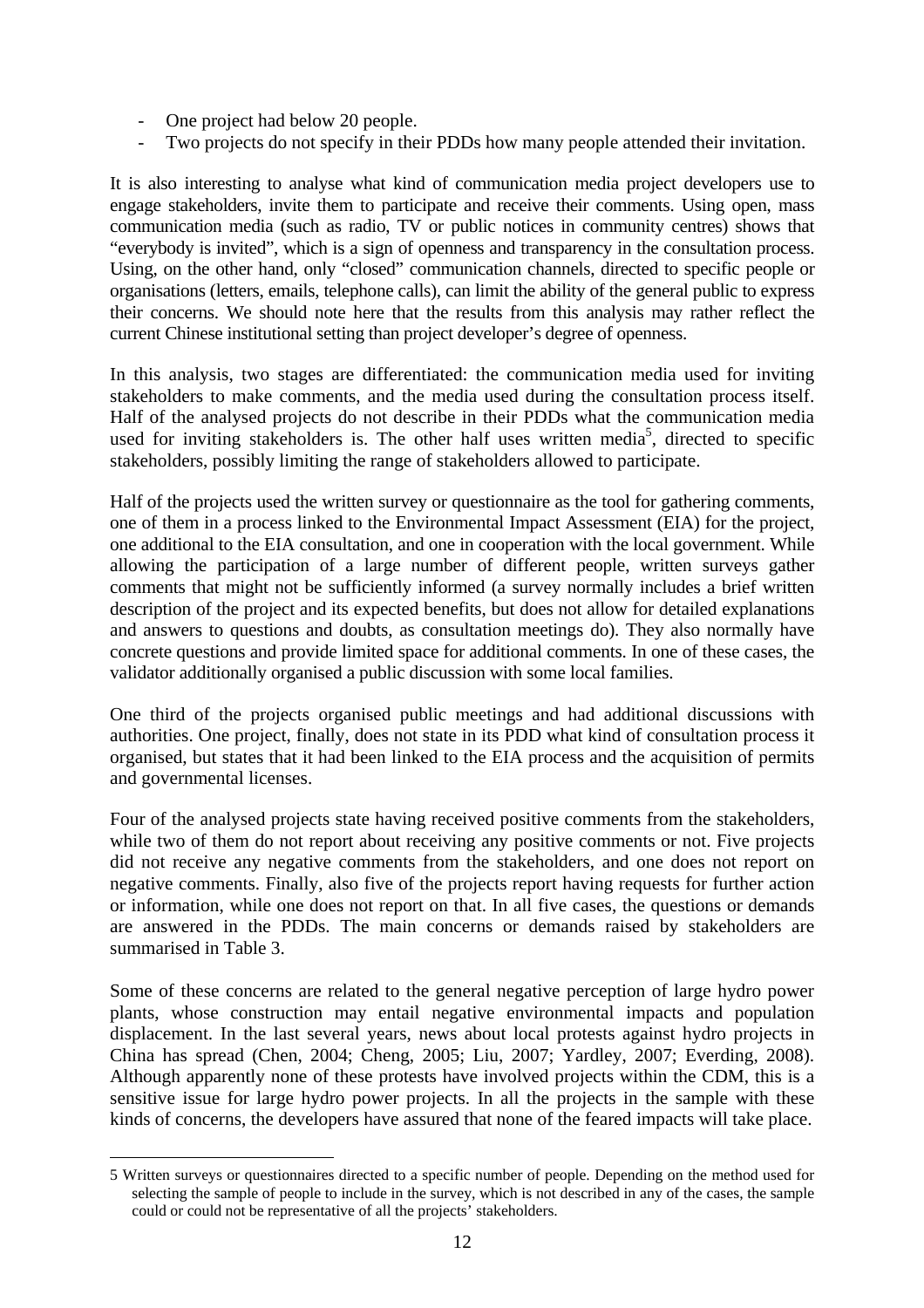- One project had below 20 people.
- Two projects do not specify in their PDDs how many people attended their invitation.

It is also interesting to analyse what kind of communication media project developers use to engage stakeholders, invite them to participate and receive their comments. Using open, mass communication media (such as radio, TV or public notices in community centres) shows that "everybody is invited", which is a sign of openness and transparency in the consultation process. Using, on the other hand, only "closed" communication channels, directed to specific people or organisations (letters, emails, telephone calls), can limit the ability of the general public to express their concerns. We should note here that the results from this analysis may rather reflect the current Chinese institutional setting than project developer's degree of openness.

In this analysis, two stages are differentiated: the communication media used for inviting stakeholders to make comments, and the media used during the consultation process itself. Half of the analysed projects do not describe in their PDDs what the communication media used for inviting stakeholders is. The other half uses written media[5], directed to specific stakeholders, possibly limiting the range of stakeholders allowed to participate.

Half of the projects used the written survey or questionnaire as the tool for gathering comments, one of them in a process linked to the Environmental Impact Assessment (EIA) for the project, one additional to the EIA consultation, and one in cooperation with the local government. While allowing the participation of a large number of different people, written surveys gather comments that might not be sufficiently informed (a survey normally includes a brief written description of the project and its expected benefits, but does not allow for detailed explanations and answers to questions and doubts, as consultation meetings do). They also normally have concrete questions and provide limited space for additional comments. In one of these cases, the validator additionally organised a public discussion with some local families.

One third of the projects organised public meetings and had additional discussions with authorities. One project, finally, does not state in its PDD what kind of consultation process it organised, but states that it had been linked to the EIA process and the acquisition of permits and governmental licenses.

Four of the analysed projects state having received positive comments from the stakeholders, while two of them do not report about receiving any positive comments or not. Five projects did not receive any negative comments from the stakeholders, and one does not report on negative comments. Finally, also five of the projects report having requests for further action or information, while one does not report on that. In all five cases, the questions or demands are answered in the PDDs. The main concerns or demands raised by stakeholders are summarised in Table 3.

Some of these concerns are related to the general negative perception of large hydro power plants, whose construction may entail negative environmental impacts and population displacement. In the last several years, news about local protests against hydro projects in China has spread (Chen, 2004; Cheng, 2005; Liu, 2007; Yardley, 2007; Everding, 2008). Although apparently none of these protests have involved projects within the CDM, this is a sensitive issue for large hydro power projects. In all the projects in the sample with these kinds of concerns, the developers have assured that none of the feared impacts will take place.

---

5 Written surveys or questionnaires directed to a specific number of people. Depending on the method used for selecting the sample of people to include in the survey, which is not described in any of the cases, the sample could or could not be representative of all the projects' stakeholders.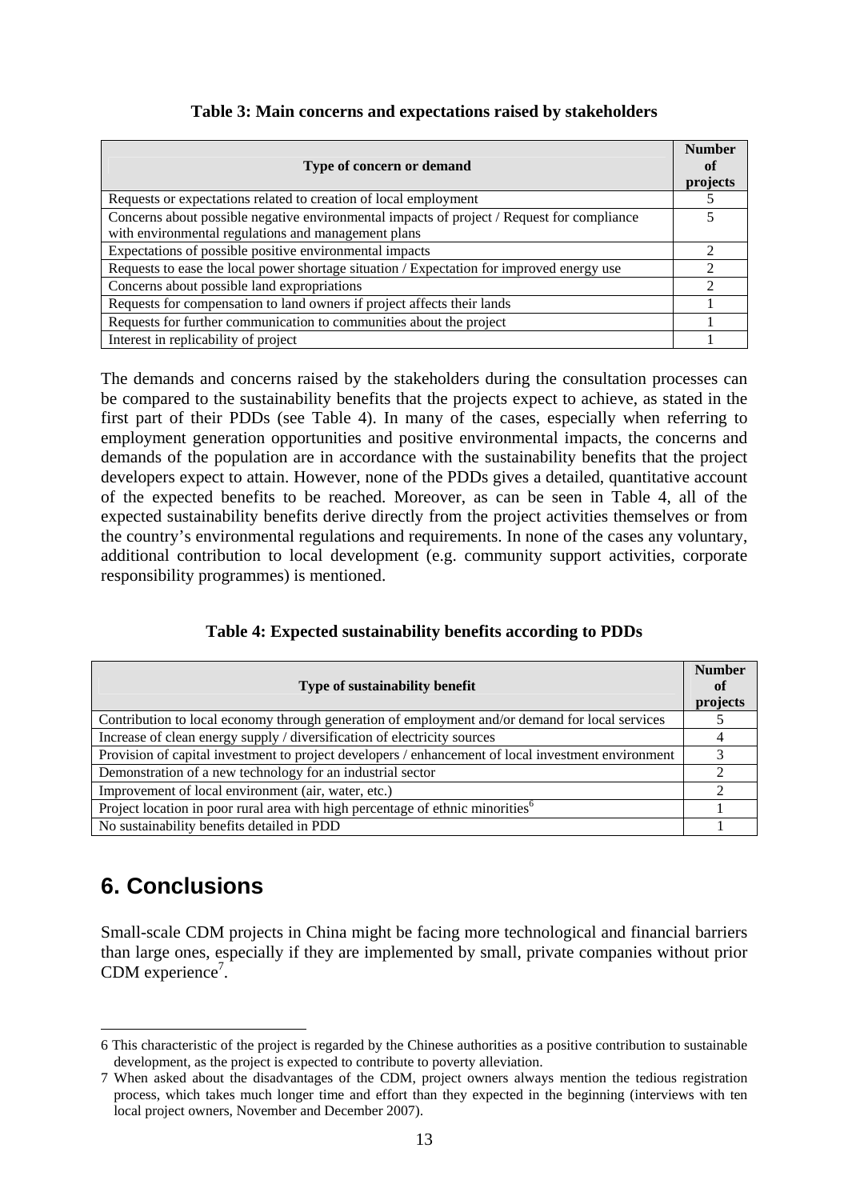**Table 3: Main concerns and expectations raised by stakeholders**

| Type of concern or demand | Number of projects |
|---|---|
| Requests or expectations related to creation of local employment | 5 |
| Concerns about possible negative environmental impacts of project / Request for compliance with environmental regulations and management plans | 5 |
| Expectations of possible positive environmental impacts | 2 |
| Requests to ease the local power shortage situation / Expectation for improved energy use | 2 |
| Concerns about possible land expropriations | 2 |
| Requests for compensation to land owners if project affects their lands | 1 |
| Requests for further communication to communities about the project | 1 |
| Interest in replicability of project | 1 |

The demands and concerns raised by the stakeholders during the consultation processes can be compared to the sustainability benefits that the projects expect to achieve, as stated in the first part of their PDDs (see Table 4). In many of the cases, especially when referring to employment generation opportunities and positive environmental impacts, the concerns and demands of the population are in accordance with the sustainability benefits that the project developers expect to attain. However, none of the PDDs gives a detailed, quantitative account of the expected benefits to be reached. Moreover, as can be seen in Table 4, all of the expected sustainability benefits derive directly from the project activities themselves or from the country's environmental regulations and requirements. In none of the cases any voluntary, additional contribution to local development (e.g. community support activities, corporate responsibility programmes) is mentioned.

**Table 4: Expected sustainability benefits according to PDDs**

| Type of sustainability benefit | Number of projects |
|---|---|
| Contribution to local economy through generation of employment and/or demand for local services | 5 |
| Increase of clean energy supply / diversification of electricity sources | 4 |
| Provision of capital investment to project developers / enhancement of local investment environment | 3 |
| Demonstration of a new technology for an industrial sector | 2 |
| Improvement of local environment (air, water, etc.) | 2 |
| Project location in poor rural area with high percentage of ethnic minorities[6] | 1 |
| No sustainability benefits detailed in PDD | 1 |

# 6. Conclusions

Small-scale CDM projects in China might be facing more technological and financial barriers than large ones, especially if they are implemented by small, private companies without prior CDM experience[7].

---

6 This characteristic of the project is regarded by the Chinese authorities as a positive contribution to sustainable development, as the project is expected to contribute to poverty alleviation.

7 When asked about the disadvantages of the CDM, project owners always mention the tedious registration process, which takes much longer time and effort than they expected in the beginning (interviews with ten local project owners, November and December 2007).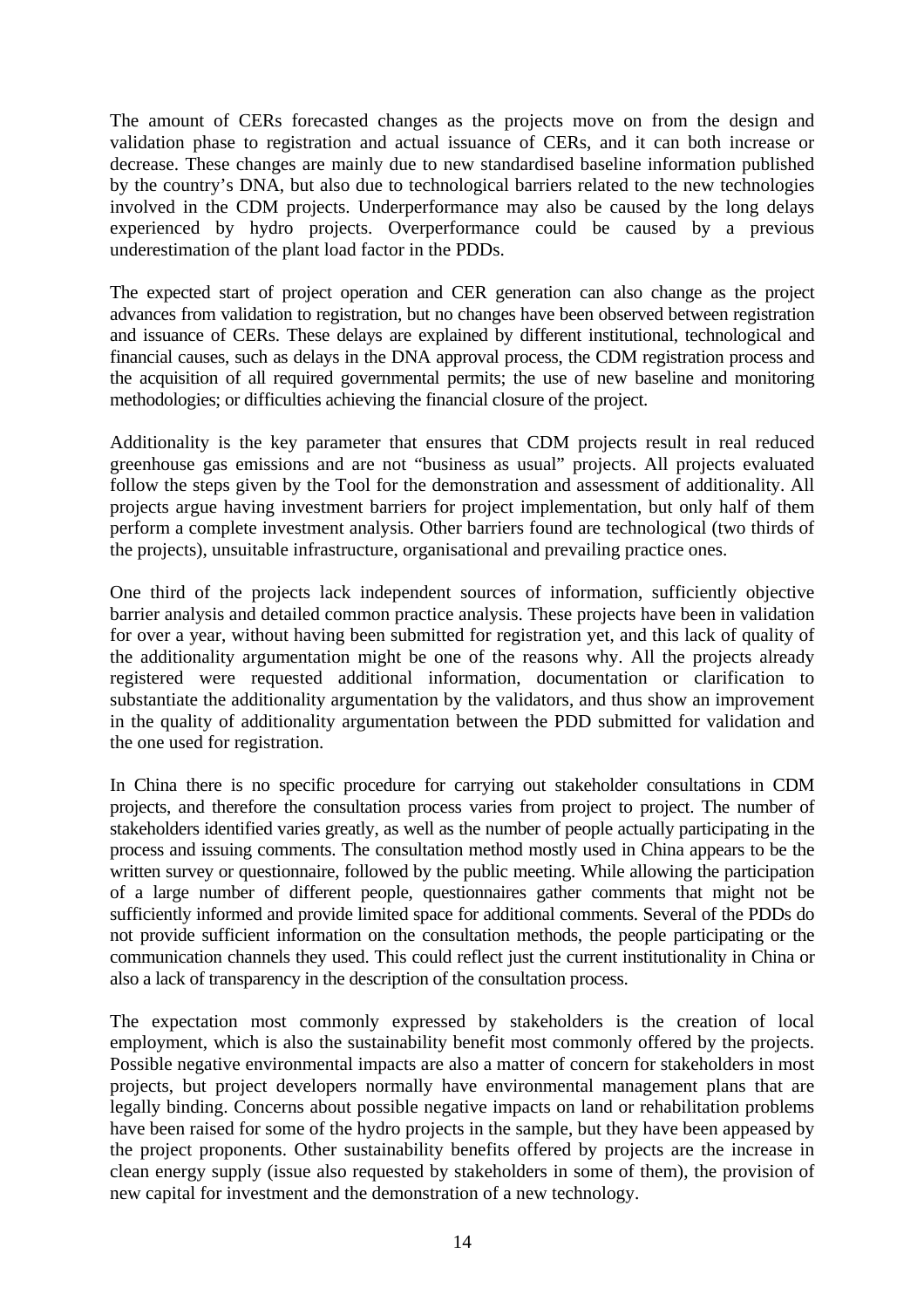The amount of CERs forecasted changes as the projects move on from the design and validation phase to registration and actual issuance of CERs, and it can both increase or decrease. These changes are mainly due to new standardised baseline information published by the country's DNA, but also due to technological barriers related to the new technologies involved in the CDM projects. Underperformance may also be caused by the long delays experienced by hydro projects. Overperformance could be caused by a previous underestimation of the plant load factor in the PDDs.

The expected start of project operation and CER generation can also change as the project advances from validation to registration, but no changes have been observed between registration and issuance of CERs. These delays are explained by different institutional, technological and financial causes, such as delays in the DNA approval process, the CDM registration process and the acquisition of all required governmental permits; the use of new baseline and monitoring methodologies; or difficulties achieving the financial closure of the project.

Additionality is the key parameter that ensures that CDM projects result in real reduced greenhouse gas emissions and are not "business as usual" projects. All projects evaluated follow the steps given by the Tool for the demonstration and assessment of additionality. All projects argue having investment barriers for project implementation, but only half of them perform a complete investment analysis. Other barriers found are technological (two thirds of the projects), unsuitable infrastructure, organisational and prevailing practice ones.

One third of the projects lack independent sources of information, sufficiently objective barrier analysis and detailed common practice analysis. These projects have been in validation for over a year, without having been submitted for registration yet, and this lack of quality of the additionality argumentation might be one of the reasons why. All the projects already registered were requested additional information, documentation or clarification to substantiate the additionality argumentation by the validators, and thus show an improvement in the quality of additionality argumentation between the PDD submitted for validation and the one used for registration.

In China there is no specific procedure for carrying out stakeholder consultations in CDM projects, and therefore the consultation process varies from project to project. The number of stakeholders identified varies greatly, as well as the number of people actually participating in the process and issuing comments. The consultation method mostly used in China appears to be the written survey or questionnaire, followed by the public meeting. While allowing the participation of a large number of different people, questionnaires gather comments that might not be sufficiently informed and provide limited space for additional comments. Several of the PDDs do not provide sufficient information on the consultation methods, the people participating or the communication channels they used. This could reflect just the current institutionality in China or also a lack of transparency in the description of the consultation process.

The expectation most commonly expressed by stakeholders is the creation of local employment, which is also the sustainability benefit most commonly offered by the projects. Possible negative environmental impacts are also a matter of concern for stakeholders in most projects, but project developers normally have environmental management plans that are legally binding. Concerns about possible negative impacts on land or rehabilitation problems have been raised for some of the hydro projects in the sample, but they have been appeased by the project proponents. Other sustainability benefits offered by projects are the increase in clean energy supply (issue also requested by stakeholders in some of them), the provision of new capital for investment and the demonstration of a new technology.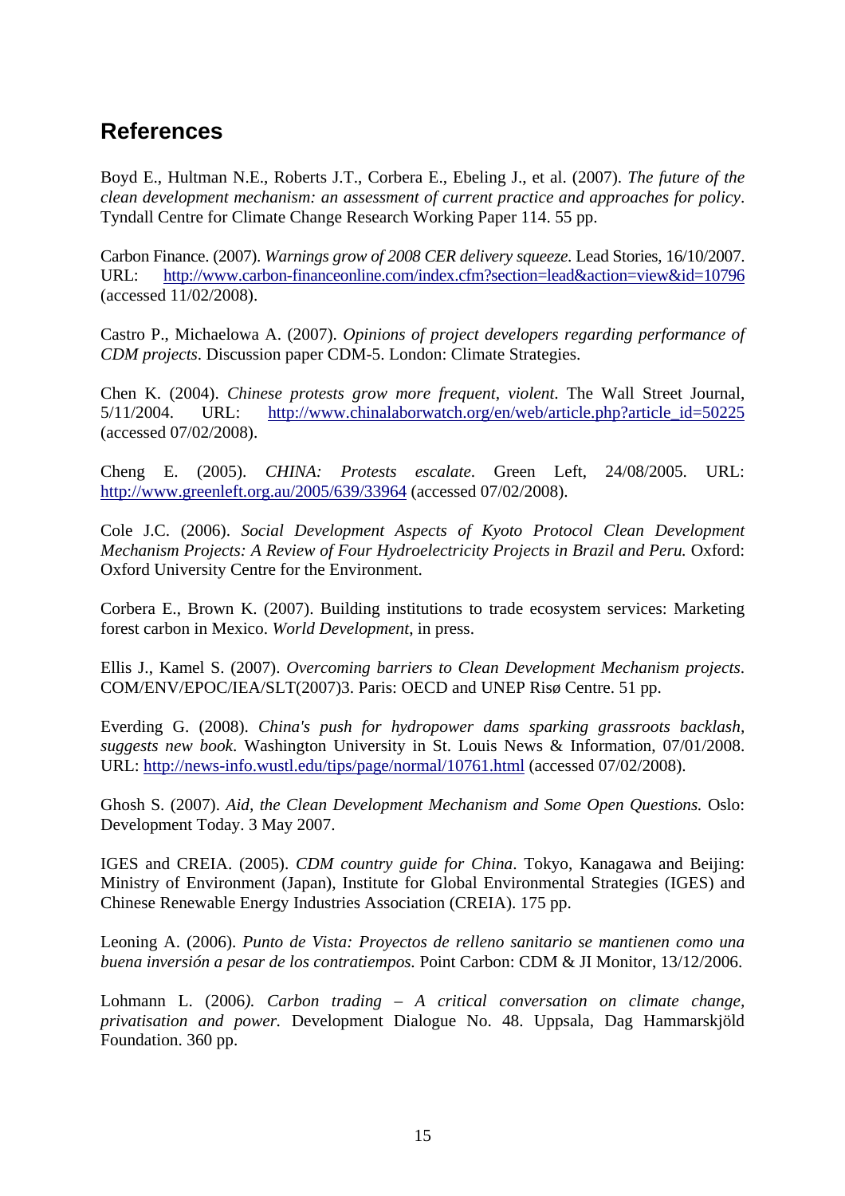## References

Boyd E., Hultman N.E., Roberts J.T., Corbera E., Ebeling J., et al. (2007). *The future of the clean development mechanism: an assessment of current practice and approaches for policy*. Tyndall Centre for Climate Change Research Working Paper 114. 55 pp.

Carbon Finance. (2007). *Warnings grow of 2008 CER delivery squeeze*. Lead Stories, 16/10/2007. URL: http://www.carbon-financeonline.com/index.cfm?section=lead&action=view&id=10796 (accessed 11/02/2008).

Castro P., Michaelowa A. (2007). *Opinions of project developers regarding performance of CDM projects*. Discussion paper CDM-5. London: Climate Strategies.

Chen K. (2004). *Chinese protests grow more frequent, violent*. The Wall Street Journal, 5/11/2004. URL: http://www.chinalaborwatch.org/en/web/article.php?article_id=50225 (accessed 07/02/2008).

Cheng E. (2005). *CHINA: Protests escalate*. Green Left, 24/08/2005. URL: http://www.greenleft.org.au/2005/639/33964 (accessed 07/02/2008).

Cole J.C. (2006). *Social Development Aspects of Kyoto Protocol Clean Development Mechanism Projects: A Review of Four Hydroelectricity Projects in Brazil and Peru.* Oxford: Oxford University Centre for the Environment.

Corbera E., Brown K. (2007). Building institutions to trade ecosystem services: Marketing forest carbon in Mexico. *World Development*, in press.

Ellis J., Kamel S. (2007). *Overcoming barriers to Clean Development Mechanism projects*. COM/ENV/EPOC/IEA/SLT(2007)3. Paris: OECD and UNEP Risø Centre. 51 pp.

Everding G. (2008). *China's push for hydropower dams sparking grassroots backlash, suggests new book*. Washington University in St. Louis News & Information, 07/01/2008. URL: http://news-info.wustl.edu/tips/page/normal/10761.html (accessed 07/02/2008).

Ghosh S. (2007). *Aid, the Clean Development Mechanism and Some Open Questions.* Oslo: Development Today. 3 May 2007.

IGES and CREIA. (2005). *CDM country guide for China*. Tokyo, Kanagawa and Beijing: Ministry of Environment (Japan), Institute for Global Environmental Strategies (IGES) and Chinese Renewable Energy Industries Association (CREIA). 175 pp.

Leoning A. (2006). *Punto de Vista: Proyectos de relleno sanitario se mantienen como una buena inversión a pesar de los contratiempos.* Point Carbon: CDM & JI Monitor, 13/12/2006.

Lohmann L. (2006*). Carbon trading – A critical conversation on climate change, privatisation and power.* Development Dialogue No. 48. Uppsala, Dag Hammarskjöld Foundation. 360 pp.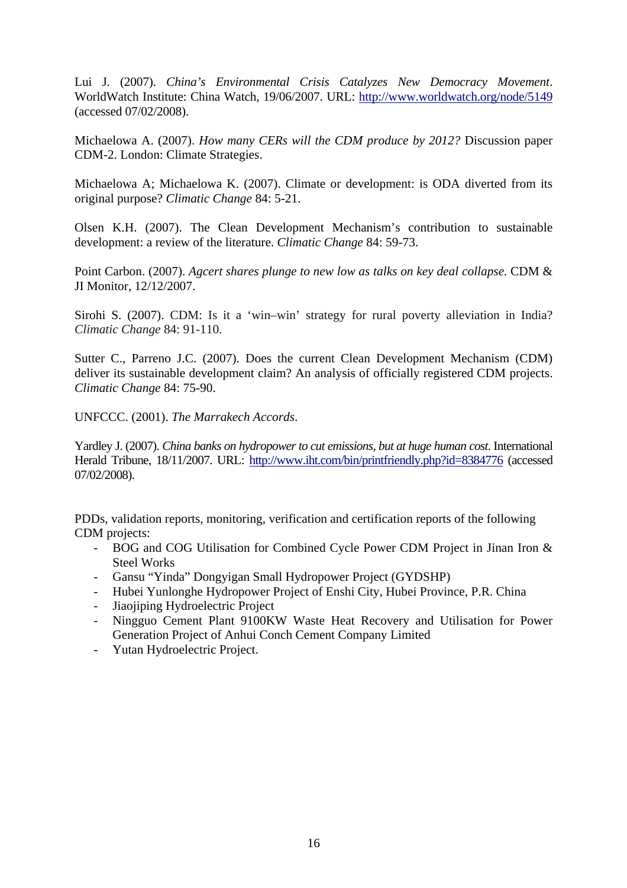Lui J. (2007). *China's Environmental Crisis Catalyzes New Democracy Movement*. WorldWatch Institute: China Watch, 19/06/2007. URL: http://www.worldwatch.org/node/5149 (accessed 07/02/2008).

Michaelowa A. (2007). *How many CERs will the CDM produce by 2012?* Discussion paper CDM-2. London: Climate Strategies.

Michaelowa A; Michaelowa K. (2007). Climate or development: is ODA diverted from its original purpose? *Climatic Change* 84: 5-21.

Olsen K.H. (2007). The Clean Development Mechanism's contribution to sustainable development: a review of the literature. *Climatic Change* 84: 59-73.

Point Carbon. (2007). *Agcert shares plunge to new low as talks on key deal collapse*. CDM & JI Monitor, 12/12/2007.

Sirohi S. (2007). CDM: Is it a 'win–win' strategy for rural poverty alleviation in India? *Climatic Change* 84: 91-110.

Sutter C., Parreno J.C. (2007). Does the current Clean Development Mechanism (CDM) deliver its sustainable development claim? An analysis of officially registered CDM projects. *Climatic Change* 84: 75-90.

UNFCCC. (2001). *The Marrakech Accords*.

Yardley J. (2007). *China banks on hydropower to cut emissions, but at huge human cost*. International Herald Tribune, 18/11/2007. URL: http://www.iht.com/bin/printfriendly.php?id=8384776 (accessed 07/02/2008).

PDDs, validation reports, monitoring, verification and certification reports of the following CDM projects:

- BOG and COG Utilisation for Combined Cycle Power CDM Project in Jinan Iron & Steel Works
- Gansu "Yinda" Dongyigan Small Hydropower Project (GYDSHP)
- Hubei Yunlonghe Hydropower Project of Enshi City, Hubei Province, P.R. China
- Jiaojiping Hydroelectric Project
- Ningguo Cement Plant 9100KW Waste Heat Recovery and Utilisation for Power Generation Project of Anhui Conch Cement Company Limited
- Yutan Hydroelectric Project.